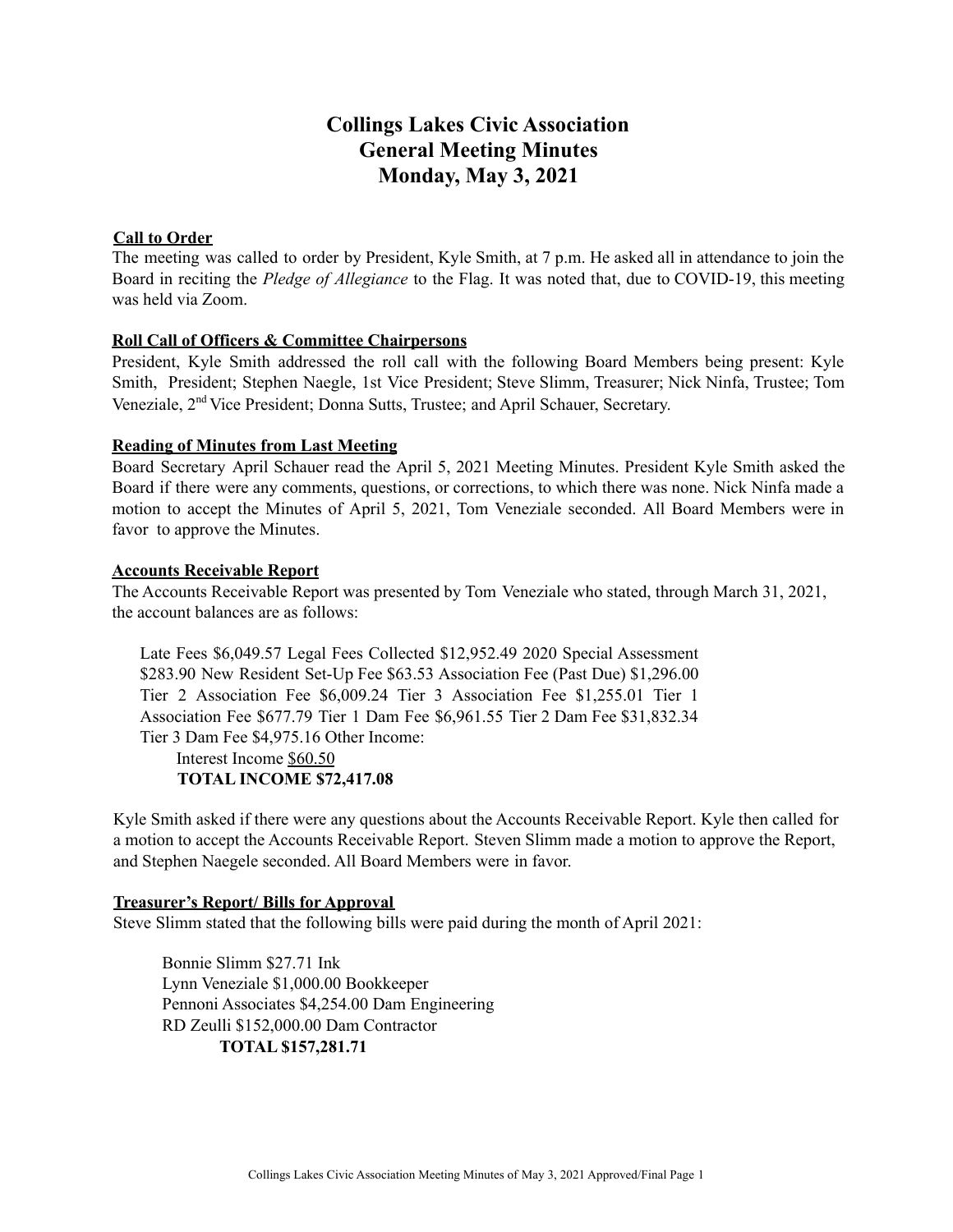# Collings Lakes Civic Association
# General Meeting Minutes
# Monday, May 3, 2021

**Call to Order**

The meeting was called to order by President, Kyle Smith, at 7 p.m. He asked all in attendance to join the Board in reciting the *Pledge of Allegiance* to the Flag. It was noted that, due to COVID-19, this meeting was held via Zoom.

**Roll Call of Officers & Committee Chairpersons**

President, Kyle Smith addressed the roll call with the following Board Members being present: Kyle Smith, President; Stephen Naegle, 1st Vice President; Steve Slimm, Treasurer; Nick Ninfa, Trustee; Tom Veneziale, 2nd Vice President; Donna Sutts, Trustee; and April Schauer, Secretary.

**Reading of Minutes from Last Meeting**

Board Secretary April Schauer read the April 5, 2021 Meeting Minutes. President Kyle Smith asked the Board if there were any comments, questions, or corrections, to which there was none. Nick Ninfa made a motion to accept the Minutes of April 5, 2021, Tom Veneziale seconded. All Board Members were in favor to approve the Minutes.

**Accounts Receivable Report**

The Accounts Receivable Report was presented by Tom Veneziale who stated, through March 31, 2021, the account balances are as follows:

Late Fees $6,049.57 Legal Fees Collected $12,952.49 2020 Special Assessment $283.90 New Resident Set-Up Fee $63.53 Association Fee (Past Due) $1,296.00 Tier 2 Association Fee $6,009.24 Tier 3 Association Fee $1,255.01 Tier 1 Association Fee $677.79 Tier 1 Dam Fee $6,961.55 Tier 2 Dam Fee $31,832.34 Tier 3 Dam Fee $4,975.16 Other Income:

Interest Income $60.50

**TOTAL INCOME $72,417.08**

Kyle Smith asked if there were any questions about the Accounts Receivable Report. Kyle then called for a motion to accept the Accounts Receivable Report. Steven Slimm made a motion to approve the Report, and Stephen Naegele seconded. All Board Members were in favor.

**Treasurer's Report/ Bills for Approval**

Steve Slimm stated that the following bills were paid during the month of April 2021:

Bonnie Slimm $27.71 Ink
Lynn Veneziale $1,000.00 Bookkeeper
Pennoni Associates $4,254.00 Dam Engineering
RD Zeulli $152,000.00 Dam Contractor
**TOTAL $157,281.71**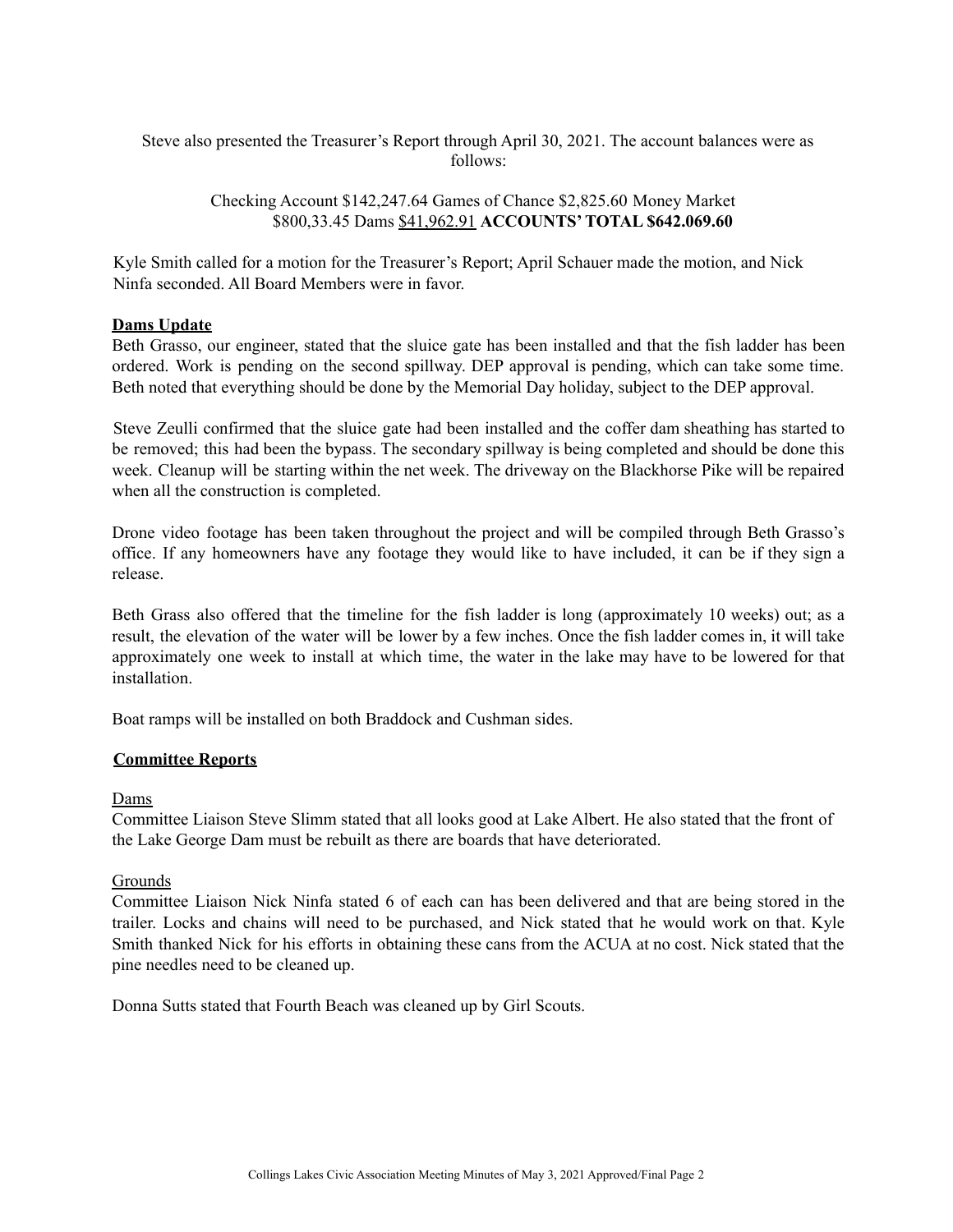Steve also presented the Treasurer's Report through April 30, 2021. The account balances were as follows:

Checking Account $142,247.64 Games of Chance $2,825.60 Money Market $800,33.45 Dams $41,962.91 **ACCOUNTS' TOTAL $642.069.60**

Kyle Smith called for a motion for the Treasurer's Report; April Schauer made the motion, and Nick Ninfa seconded. All Board Members were in favor.

**Dams Update**

Beth Grasso, our engineer, stated that the sluice gate has been installed and that the fish ladder has been ordered. Work is pending on the second spillway. DEP approval is pending, which can take some time. Beth noted that everything should be done by the Memorial Day holiday, subject to the DEP approval.

Steve Zeulli confirmed that the sluice gate had been installed and the coffer dam sheathing has started to be removed; this had been the bypass. The secondary spillway is being completed and should be done this week. Cleanup will be starting within the net week. The driveway on the Blackhorse Pike will be repaired when all the construction is completed.

Drone video footage has been taken throughout the project and will be compiled through Beth Grasso's office. If any homeowners have any footage they would like to have included, it can be if they sign a release.

Beth Grass also offered that the timeline for the fish ladder is long (approximately 10 weeks) out; as a result, the elevation of the water will be lower by a few inches. Once the fish ladder comes in, it will take approximately one week to install at which time, the water in the lake may have to be lowered for that installation.

Boat ramps will be installed on both Braddock and Cushman sides.

**Committee Reports**

Dams

Committee Liaison Steve Slimm stated that all looks good at Lake Albert. He also stated that the front of the Lake George Dam must be rebuilt as there are boards that have deteriorated.

Grounds

Committee Liaison Nick Ninfa stated 6 of each can has been delivered and that are being stored in the trailer. Locks and chains will need to be purchased, and Nick stated that he would work on that. Kyle Smith thanked Nick for his efforts in obtaining these cans from the ACUA at no cost. Nick stated that the pine needles need to be cleaned up.

Donna Sutts stated that Fourth Beach was cleaned up by Girl Scouts.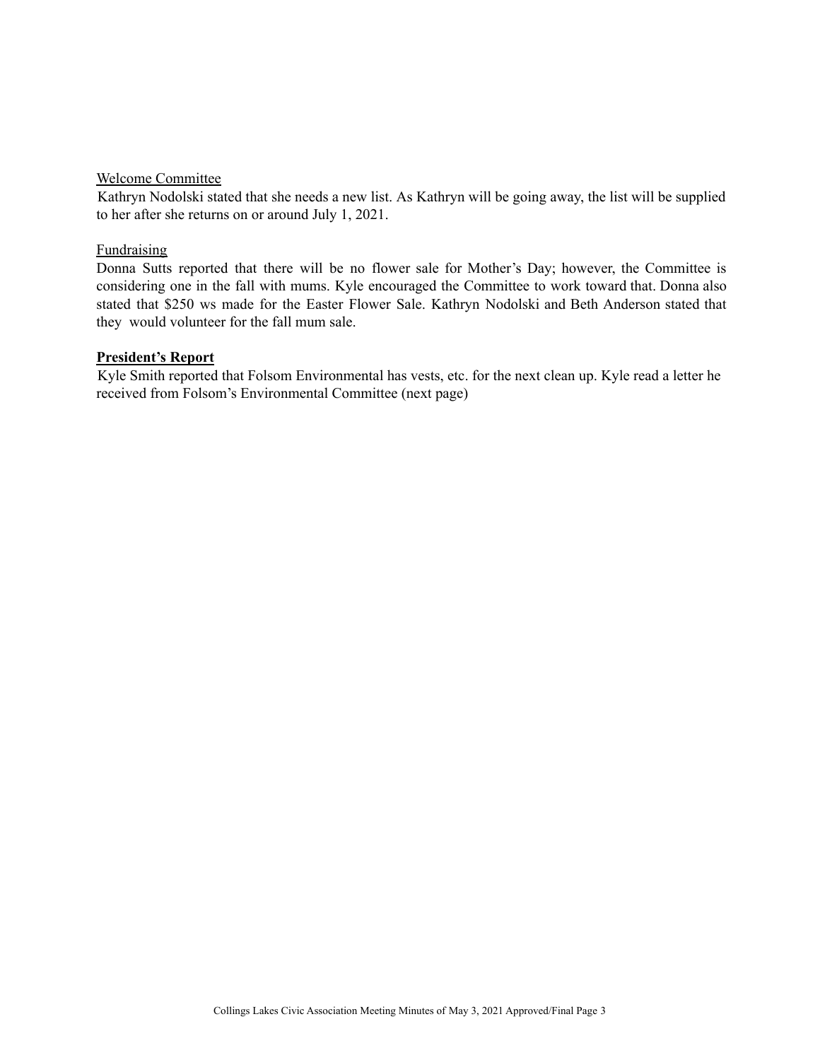Welcome Committee

Kathryn Nodolski stated that she needs a new list. As Kathryn will be going away, the list will be supplied to her after she returns on or around July 1, 2021.

Fundraising

Donna Sutts reported that there will be no flower sale for Mother's Day; however, the Committee is considering one in the fall with mums. Kyle encouraged the Committee to work toward that. Donna also stated that $250 ws made for the Easter Flower Sale. Kathryn Nodolski and Beth Anderson stated that they would volunteer for the fall mum sale.

**President's Report**

Kyle Smith reported that Folsom Environmental has vests, etc. for the next clean up. Kyle read a letter he received from Folsom's Environmental Committee (next page)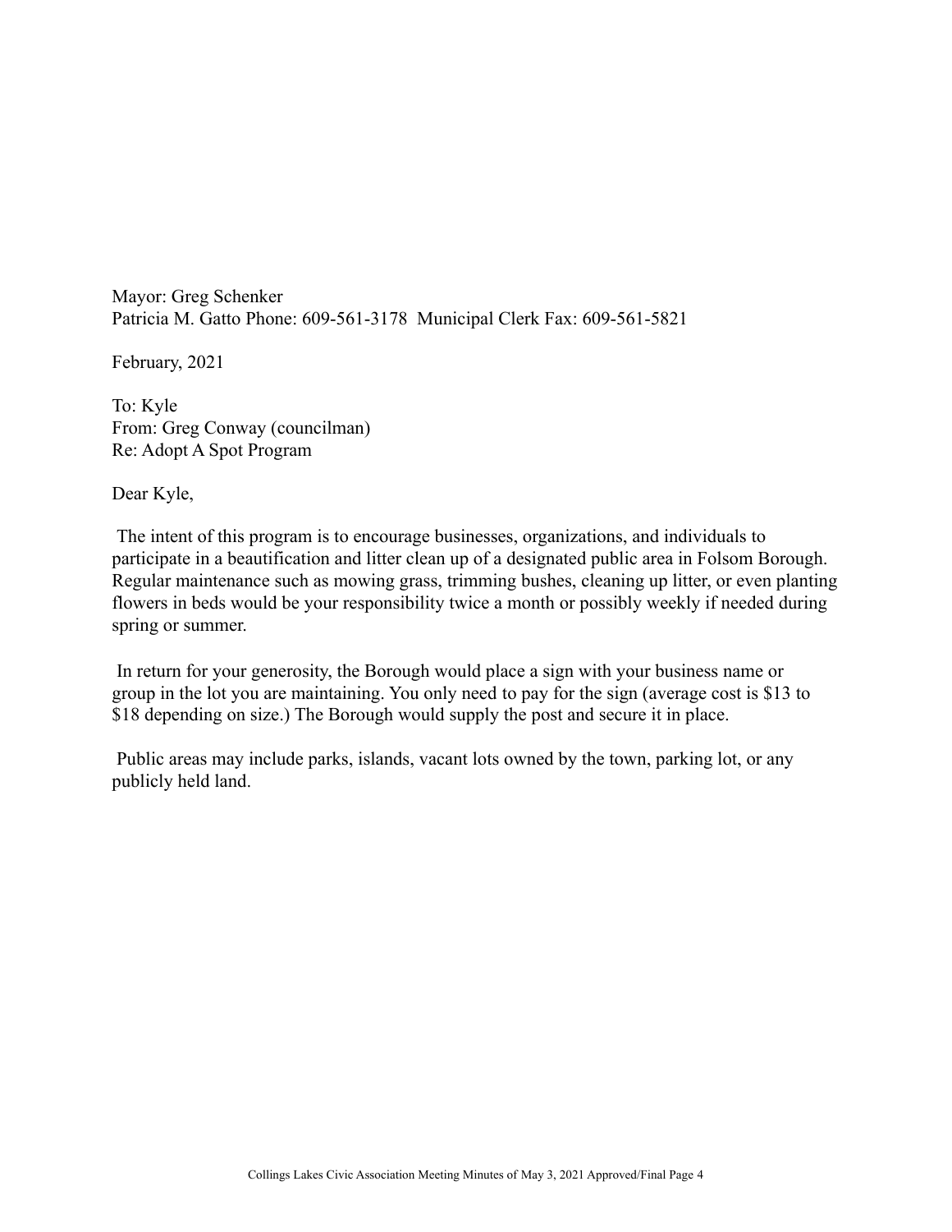Mayor: Greg Schenker
Patricia M. Gatto Phone: 609-561-3178 Municipal Clerk Fax: 609-561-5821

February, 2021

To: Kyle
From: Greg Conway (councilman)
Re: Adopt A Spot Program

Dear Kyle,

The intent of this program is to encourage businesses, organizations, and individuals to participate in a beautification and litter clean up of a designated public area in Folsom Borough. Regular maintenance such as mowing grass, trimming bushes, cleaning up litter, or even planting flowers in beds would be your responsibility twice a month or possibly weekly if needed during spring or summer.

In return for your generosity, the Borough would place a sign with your business name or group in the lot you are maintaining. You only need to pay for the sign (average cost is $13 to $18 depending on size.) The Borough would supply the post and secure it in place.

Public areas may include parks, islands, vacant lots owned by the town, parking lot, or any publicly held land.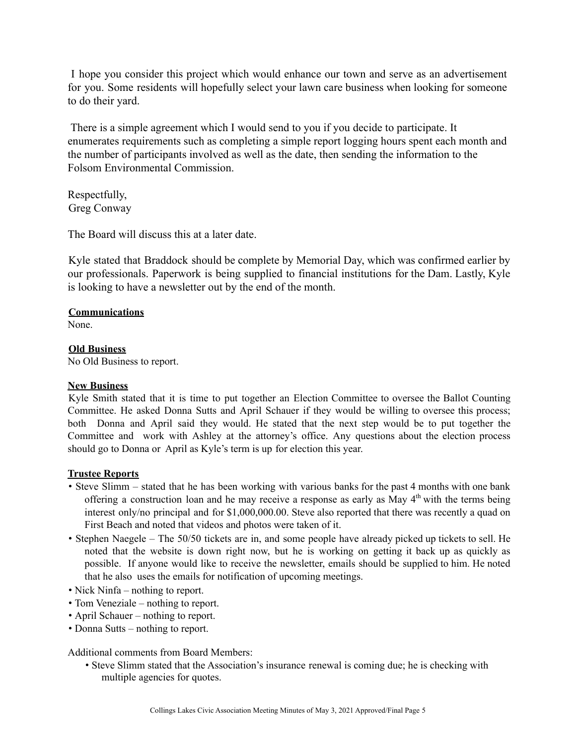I hope you consider this project which would enhance our town and serve as an advertisement for you. Some residents will hopefully select your lawn care business when looking for someone to do their yard.

There is a simple agreement which I would send to you if you decide to participate. It enumerates requirements such as completing a simple report logging hours spent each month and the number of participants involved as well as the date, then sending the information to the Folsom Environmental Commission.

Respectfully,
Greg Conway

The Board will discuss this at a later date.

Kyle stated that Braddock should be complete by Memorial Day, which was confirmed earlier by our professionals. Paperwork is being supplied to financial institutions for the Dam. Lastly, Kyle is looking to have a newsletter out by the end of the month.

**Communications**
None.

**Old Business**
No Old Business to report.

**New Business**
Kyle Smith stated that it is time to put together an Election Committee to oversee the Ballot Counting Committee. He asked Donna Sutts and April Schauer if they would be willing to oversee this process; both Donna and April said they would. He stated that the next step would be to put together the Committee and work with Ashley at the attorney's office. Any questions about the election process should go to Donna or April as Kyle's term is up for election this year.

**Trustee Reports**

- Steve Slimm – stated that he has been working with various banks for the past 4 months with one bank offering a construction loan and he may receive a response as early as May 4th with the terms being interest only/no principal and for $1,000,000.00. Steve also reported that there was recently a quad on First Beach and noted that videos and photos were taken of it.
- Stephen Naegele – The 50/50 tickets are in, and some people have already picked up tickets to sell. He noted that the website is down right now, but he is working on getting it back up as quickly as possible. If anyone would like to receive the newsletter, emails should be supplied to him. He noted that he also uses the emails for notification of upcoming meetings.
- Nick Ninfa – nothing to report.
- Tom Veneziale – nothing to report.
- April Schauer – nothing to report.
- Donna Sutts – nothing to report.

Additional comments from Board Members:

- Steve Slimm stated that the Association's insurance renewal is coming due; he is checking with multiple agencies for quotes.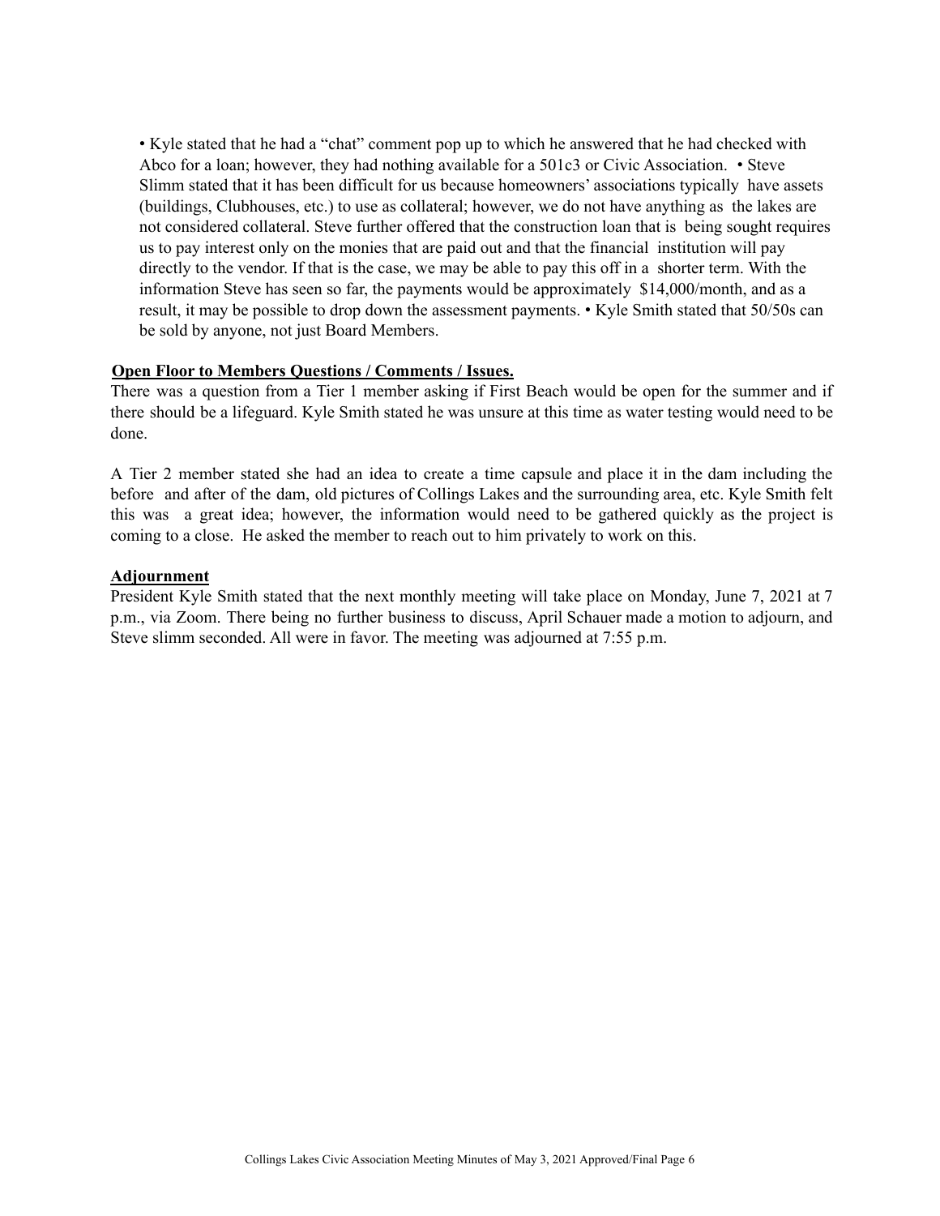• Kyle stated that he had a "chat" comment pop up to which he answered that he had checked with Abco for a loan; however, they had nothing available for a 501c3 or Civic Association. • Steve Slimm stated that it has been difficult for us because homeowners' associations typically have assets (buildings, Clubhouses, etc.) to use as collateral; however, we do not have anything as the lakes are not considered collateral. Steve further offered that the construction loan that is being sought requires us to pay interest only on the monies that are paid out and that the financial institution will pay directly to the vendor. If that is the case, we may be able to pay this off in a shorter term. With the information Steve has seen so far, the payments would be approximately $14,000/month, and as a result, it may be possible to drop down the assessment payments. • Kyle Smith stated that 50/50s can be sold by anyone, not just Board Members.

**Open Floor to Members Questions / Comments / Issues.**

There was a question from a Tier 1 member asking if First Beach would be open for the summer and if there should be a lifeguard. Kyle Smith stated he was unsure at this time as water testing would need to be done.

A Tier 2 member stated she had an idea to create a time capsule and place it in the dam including the before and after of the dam, old pictures of Collings Lakes and the surrounding area, etc. Kyle Smith felt this was a great idea; however, the information would need to be gathered quickly as the project is coming to a close. He asked the member to reach out to him privately to work on this.

**Adjournment**

President Kyle Smith stated that the next monthly meeting will take place on Monday, June 7, 2021 at 7 p.m., via Zoom. There being no further business to discuss, April Schauer made a motion to adjourn, and Steve slimm seconded. All were in favor. The meeting was adjourned at 7:55 p.m.